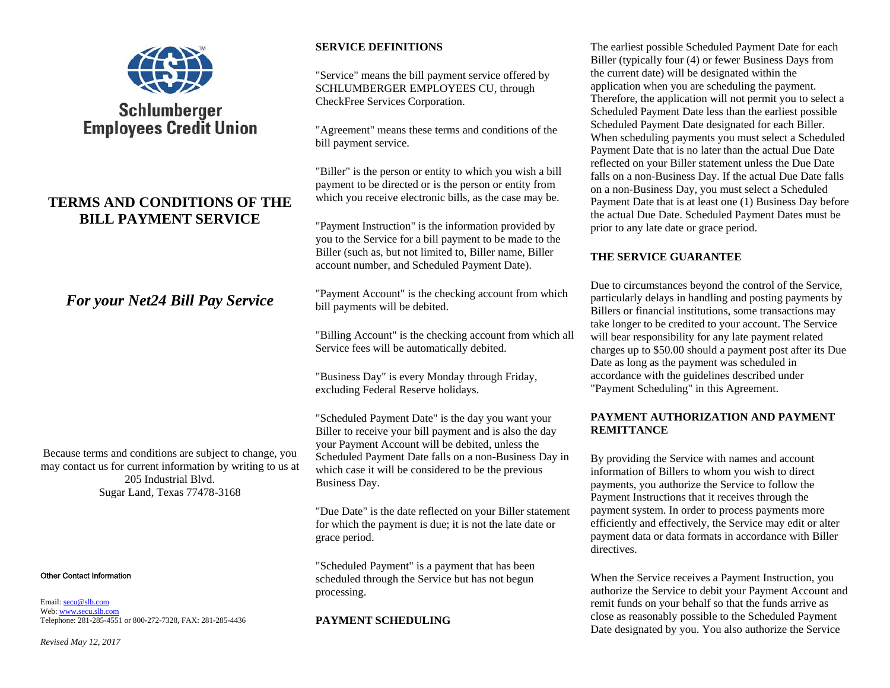Schlumberger Employees Credit Union

# TERMS AND CONDITIONS OF THE BILL PAYMENT SERVICE

## *For your Net24 Bill Pay Service*

Because terms and conditions are subject to change, you may contact us for current information by writing to us at
205 Industrial Blvd.
Sugar Land, Texas 77478-3168

**Other Contact Information**

Email: secu@slb.com
Web: www.secu.slb.com
Telephone: 281-285-4551 or 800-272-7328, FAX: 281-285-4436

*Revised May 12, 2017*

## SERVICE DEFINITIONS

"Service" means the bill payment service offered by SCHLUMBERGER EMPLOYEES CU, through CheckFree Services Corporation.

"Agreement" means these terms and conditions of the bill payment service.

"Biller" is the person or entity to which you wish a bill payment to be directed or is the person or entity from which you receive electronic bills, as the case may be.

"Payment Instruction" is the information provided by you to the Service for a bill payment to be made to the Biller (such as, but not limited to, Biller name, Biller account number, and Scheduled Payment Date).

"Payment Account" is the checking account from which bill payments will be debited.

"Billing Account" is the checking account from which all Service fees will be automatically debited.

"Business Day" is every Monday through Friday, excluding Federal Reserve holidays.

"Scheduled Payment Date" is the day you want your Biller to receive your bill payment and is also the day your Payment Account will be debited, unless the Scheduled Payment Date falls on a non-Business Day in which case it will be considered to be the previous Business Day.

"Due Date" is the date reflected on your Biller statement for which the payment is due; it is not the late date or grace period.

"Scheduled Payment" is a payment that has been scheduled through the Service but has not begun processing.

## PAYMENT SCHEDULING

The earliest possible Scheduled Payment Date for each Biller (typically four (4) or fewer Business Days from the current date) will be designated within the application when you are scheduling the payment. Therefore, the application will not permit you to select a Scheduled Payment Date less than the earliest possible Scheduled Payment Date designated for each Biller. When scheduling payments you must select a Scheduled Payment Date that is no later than the actual Due Date reflected on your Biller statement unless the Due Date falls on a non-Business Day. If the actual Due Date falls on a non-Business Day, you must select a Scheduled Payment Date that is at least one (1) Business Day before the actual Due Date. Scheduled Payment Dates must be prior to any late date or grace period.

## THE SERVICE GUARANTEE

Due to circumstances beyond the control of the Service, particularly delays in handling and posting payments by Billers or financial institutions, some transactions may take longer to be credited to your account. The Service will bear responsibility for any late payment related charges up to $50.00 should a payment post after its Due Date as long as the payment was scheduled in accordance with the guidelines described under "Payment Scheduling" in this Agreement.

## PAYMENT AUTHORIZATION AND PAYMENT REMITTANCE

By providing the Service with names and account information of Billers to whom you wish to direct payments, you authorize the Service to follow the Payment Instructions that it receives through the payment system. In order to process payments more efficiently and effectively, the Service may edit or alter payment data or data formats in accordance with Biller directives.

When the Service receives a Payment Instruction, you authorize the Service to debit your Payment Account and remit funds on your behalf so that the funds arrive as close as reasonably possible to the Scheduled Payment Date designated by you. You also authorize the Service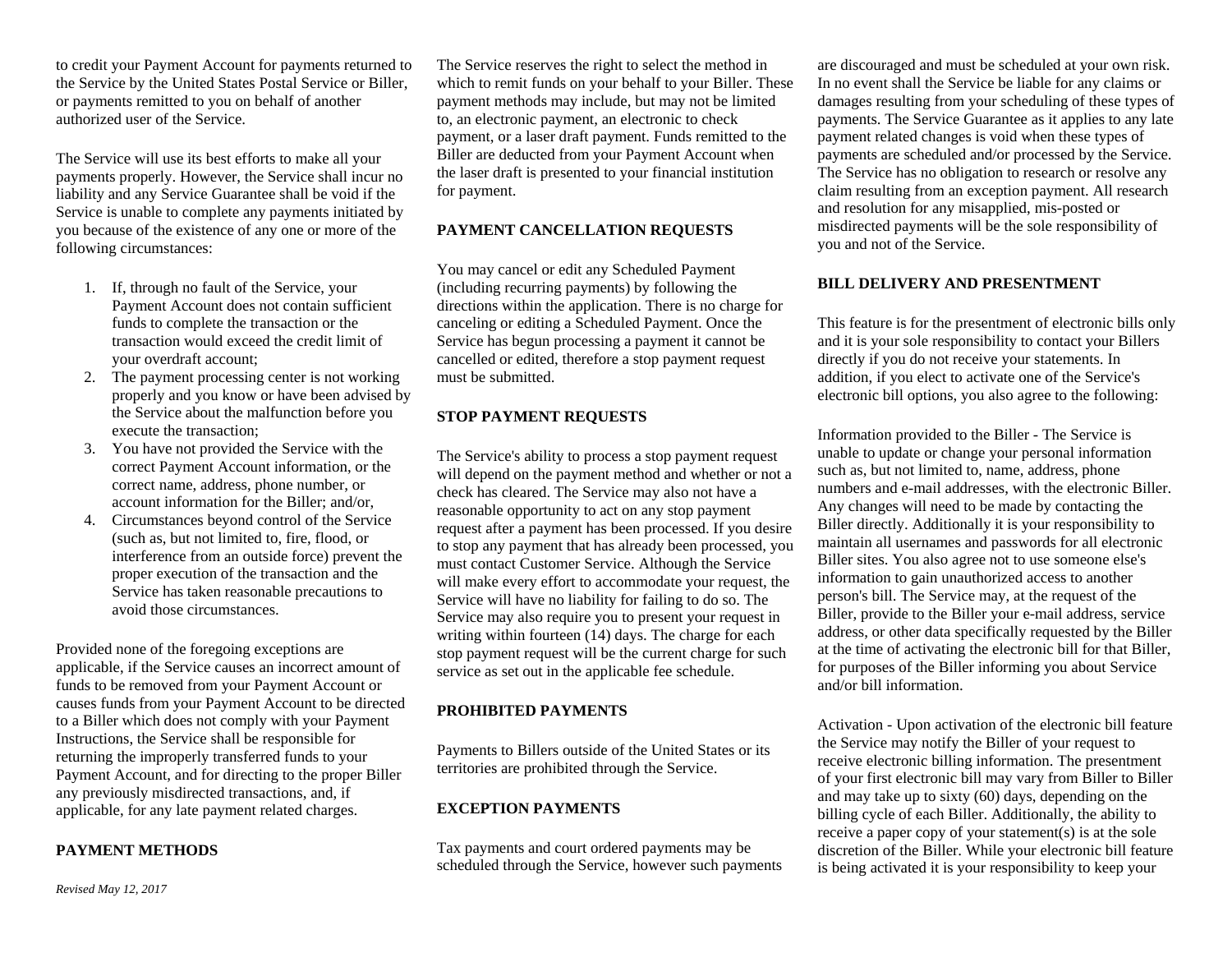to credit your Payment Account for payments returned to the Service by the United States Postal Service or Biller, or payments remitted to you on behalf of another authorized user of the Service.

The Service will use its best efforts to make all your payments properly. However, the Service shall incur no liability and any Service Guarantee shall be void if the Service is unable to complete any payments initiated by you because of the existence of any one or more of the following circumstances:

1. If, through no fault of the Service, your Payment Account does not contain sufficient funds to complete the transaction or the transaction would exceed the credit limit of your overdraft account;
2. The payment processing center is not working properly and you know or have been advised by the Service about the malfunction before you execute the transaction;
3. You have not provided the Service with the correct Payment Account information, or the correct name, address, phone number, or account information for the Biller; and/or,
4. Circumstances beyond control of the Service (such as, but not limited to, fire, flood, or interference from an outside force) prevent the proper execution of the transaction and the Service has taken reasonable precautions to avoid those circumstances.

Provided none of the foregoing exceptions are applicable, if the Service causes an incorrect amount of funds to be removed from your Payment Account or causes funds from your Payment Account to be directed to a Biller which does not comply with your Payment Instructions, the Service shall be responsible for returning the improperly transferred funds to your Payment Account, and for directing to the proper Biller any previously misdirected transactions, and, if applicable, for any late payment related charges.

**PAYMENT METHODS**

The Service reserves the right to select the method in which to remit funds on your behalf to your Biller. These payment methods may include, but may not be limited to, an electronic payment, an electronic to check payment, or a laser draft payment. Funds remitted to the Biller are deducted from your Payment Account when the laser draft is presented to your financial institution for payment.

**PAYMENT CANCELLATION REQUESTS**

You may cancel or edit any Scheduled Payment (including recurring payments) by following the directions within the application. There is no charge for canceling or editing a Scheduled Payment. Once the Service has begun processing a payment it cannot be cancelled or edited, therefore a stop payment request must be submitted.

**STOP PAYMENT REQUESTS**

The Service's ability to process a stop payment request will depend on the payment method and whether or not a check has cleared. The Service may also not have a reasonable opportunity to act on any stop payment request after a payment has been processed. If you desire to stop any payment that has already been processed, you must contact Customer Service. Although the Service will make every effort to accommodate your request, the Service will have no liability for failing to do so. The Service may also require you to present your request in writing within fourteen (14) days. The charge for each stop payment request will be the current charge for such service as set out in the applicable fee schedule.

**PROHIBITED PAYMENTS**

Payments to Billers outside of the United States or its territories are prohibited through the Service.

**EXCEPTION PAYMENTS**

Tax payments and court ordered payments may be scheduled through the Service, however such payments are discouraged and must be scheduled at your own risk. In no event shall the Service be liable for any claims or damages resulting from your scheduling of these types of payments. The Service Guarantee as it applies to any late payment related changes is void when these types of payments are scheduled and/or processed by the Service. The Service has no obligation to research or resolve any claim resulting from an exception payment. All research and resolution for any misapplied, mis-posted or misdirected payments will be the sole responsibility of you and not of the Service.

**BILL DELIVERY AND PRESENTMENT**

This feature is for the presentment of electronic bills only and it is your sole responsibility to contact your Billers directly if you do not receive your statements. In addition, if you elect to activate one of the Service's electronic bill options, you also agree to the following:

Information provided to the Biller - The Service is unable to update or change your personal information such as, but not limited to, name, address, phone numbers and e-mail addresses, with the electronic Biller. Any changes will need to be made by contacting the Biller directly. Additionally it is your responsibility to maintain all usernames and passwords for all electronic Biller sites. You also agree not to use someone else's information to gain unauthorized access to another person's bill. The Service may, at the request of the Biller, provide to the Biller your e-mail address, service address, or other data specifically requested by the Biller at the time of activating the electronic bill for that Biller, for purposes of the Biller informing you about Service and/or bill information.

Activation - Upon activation of the electronic bill feature the Service may notify the Biller of your request to receive electronic billing information. The presentment of your first electronic bill may vary from Biller to Biller and may take up to sixty (60) days, depending on the billing cycle of each Biller. Additionally, the ability to receive a paper copy of your statement(s) is at the sole discretion of the Biller. While your electronic bill feature is being activated it is your responsibility to keep your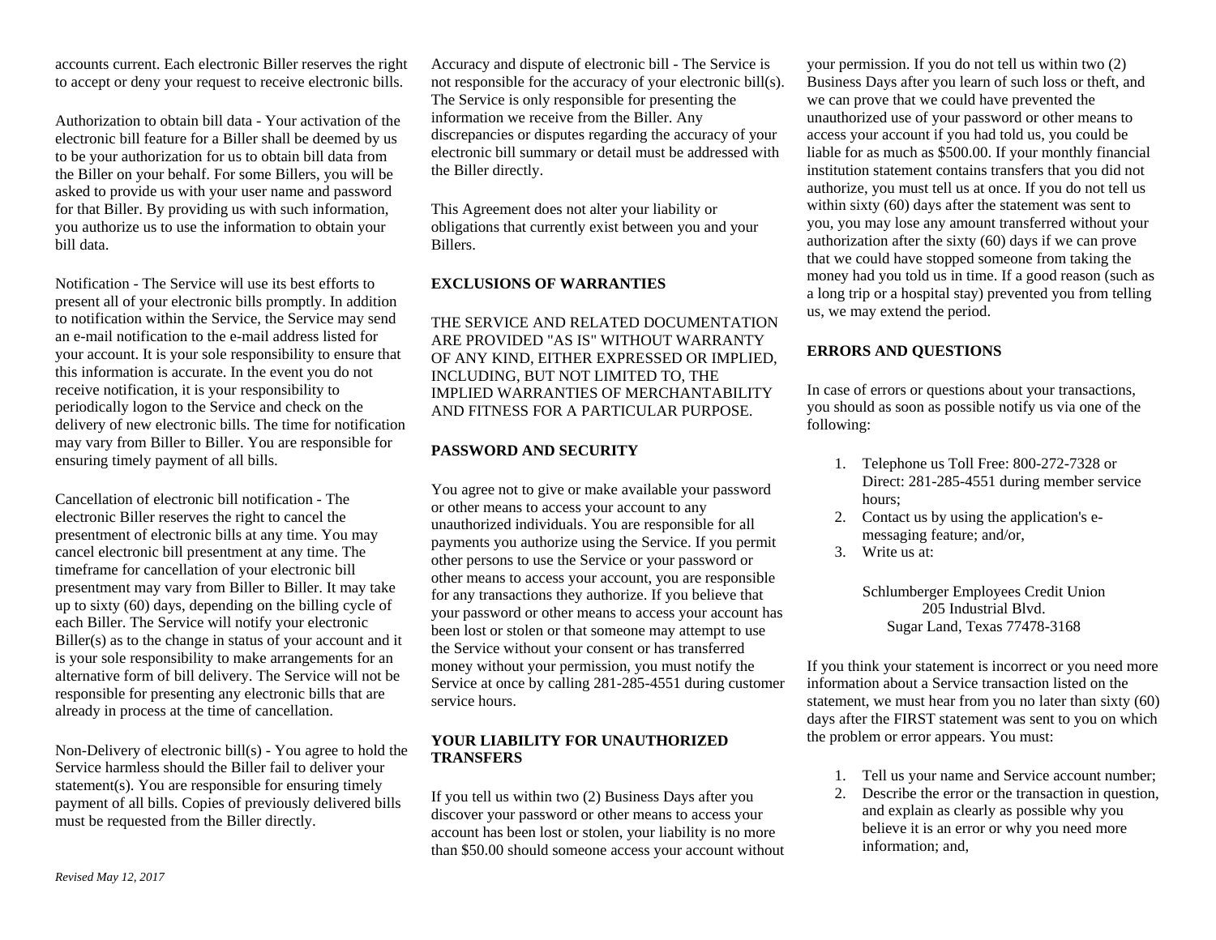accounts current. Each electronic Biller reserves the right to accept or deny your request to receive electronic bills.

Authorization to obtain bill data - Your activation of the electronic bill feature for a Biller shall be deemed by us to be your authorization for us to obtain bill data from the Biller on your behalf. For some Billers, you will be asked to provide us with your user name and password for that Biller. By providing us with such information, you authorize us to use the information to obtain your bill data.

Notification - The Service will use its best efforts to present all of your electronic bills promptly. In addition to notification within the Service, the Service may send an e-mail notification to the e-mail address listed for your account. It is your sole responsibility to ensure that this information is accurate. In the event you do not receive notification, it is your responsibility to periodically logon to the Service and check on the delivery of new electronic bills. The time for notification may vary from Biller to Biller. You are responsible for ensuring timely payment of all bills.

Cancellation of electronic bill notification - The electronic Biller reserves the right to cancel the presentment of electronic bills at any time. You may cancel electronic bill presentment at any time. The timeframe for cancellation of your electronic bill presentment may vary from Biller to Biller. It may take up to sixty (60) days, depending on the billing cycle of each Biller. The Service will notify your electronic Biller(s) as to the change in status of your account and it is your sole responsibility to make arrangements for an alternative form of bill delivery. The Service will not be responsible for presenting any electronic bills that are already in process at the time of cancellation.

Non-Delivery of electronic bill(s) - You agree to hold the Service harmless should the Biller fail to deliver your statement(s). You are responsible for ensuring timely payment of all bills. Copies of previously delivered bills must be requested from the Biller directly.

Accuracy and dispute of electronic bill - The Service is not responsible for the accuracy of your electronic bill(s). The Service is only responsible for presenting the information we receive from the Biller. Any discrepancies or disputes regarding the accuracy of your electronic bill summary or detail must be addressed with the Biller directly.

This Agreement does not alter your liability or obligations that currently exist between you and your Billers.

**EXCLUSIONS OF WARRANTIES**

THE SERVICE AND RELATED DOCUMENTATION ARE PROVIDED "AS IS" WITHOUT WARRANTY OF ANY KIND, EITHER EXPRESSED OR IMPLIED, INCLUDING, BUT NOT LIMITED TO, THE IMPLIED WARRANTIES OF MERCHANTABILITY AND FITNESS FOR A PARTICULAR PURPOSE.

**PASSWORD AND SECURITY**

You agree not to give or make available your password or other means to access your account to any unauthorized individuals. You are responsible for all payments you authorize using the Service. If you permit other persons to use the Service or your password or other means to access your account, you are responsible for any transactions they authorize. If you believe that your password or other means to access your account has been lost or stolen or that someone may attempt to use the Service without your consent or has transferred money without your permission, you must notify the Service at once by calling 281-285-4551 during customer service hours.

**YOUR LIABILITY FOR UNAUTHORIZED TRANSFERS**

If you tell us within two (2) Business Days after you discover your password or other means to access your account has been lost or stolen, your liability is no more than $50.00 should someone access your account without your permission. If you do not tell us within two (2) Business Days after you learn of such loss or theft, and we can prove that we could have prevented the unauthorized use of your password or other means to access your account if you had told us, you could be liable for as much as $500.00. If your monthly financial institution statement contains transfers that you did not authorize, you must tell us at once. If you do not tell us within sixty (60) days after the statement was sent to you, you may lose any amount transferred without your authorization after the sixty (60) days if we can prove that we could have stopped someone from taking the money had you told us in time. If a good reason (such as a long trip or a hospital stay) prevented you from telling us, we may extend the period.

**ERRORS AND QUESTIONS**

In case of errors or questions about your transactions, you should as soon as possible notify us via one of the following:

1. Telephone us Toll Free: 800-272-7328 or Direct: 281-285-4551 during member service hours;
2. Contact us by using the application's e-messaging feature; and/or,
3. Write us at:

   Schlumberger Employees Credit Union
   205 Industrial Blvd.
   Sugar Land, Texas 77478-3168

If you think your statement is incorrect or you need more information about a Service transaction listed on the statement, we must hear from you no later than sixty (60) days after the FIRST statement was sent to you on which the problem or error appears. You must:

1. Tell us your name and Service account number;
2. Describe the error or the transaction in question, and explain as clearly as possible why you believe it is an error or why you need more information; and,

*Revised May 12, 2017*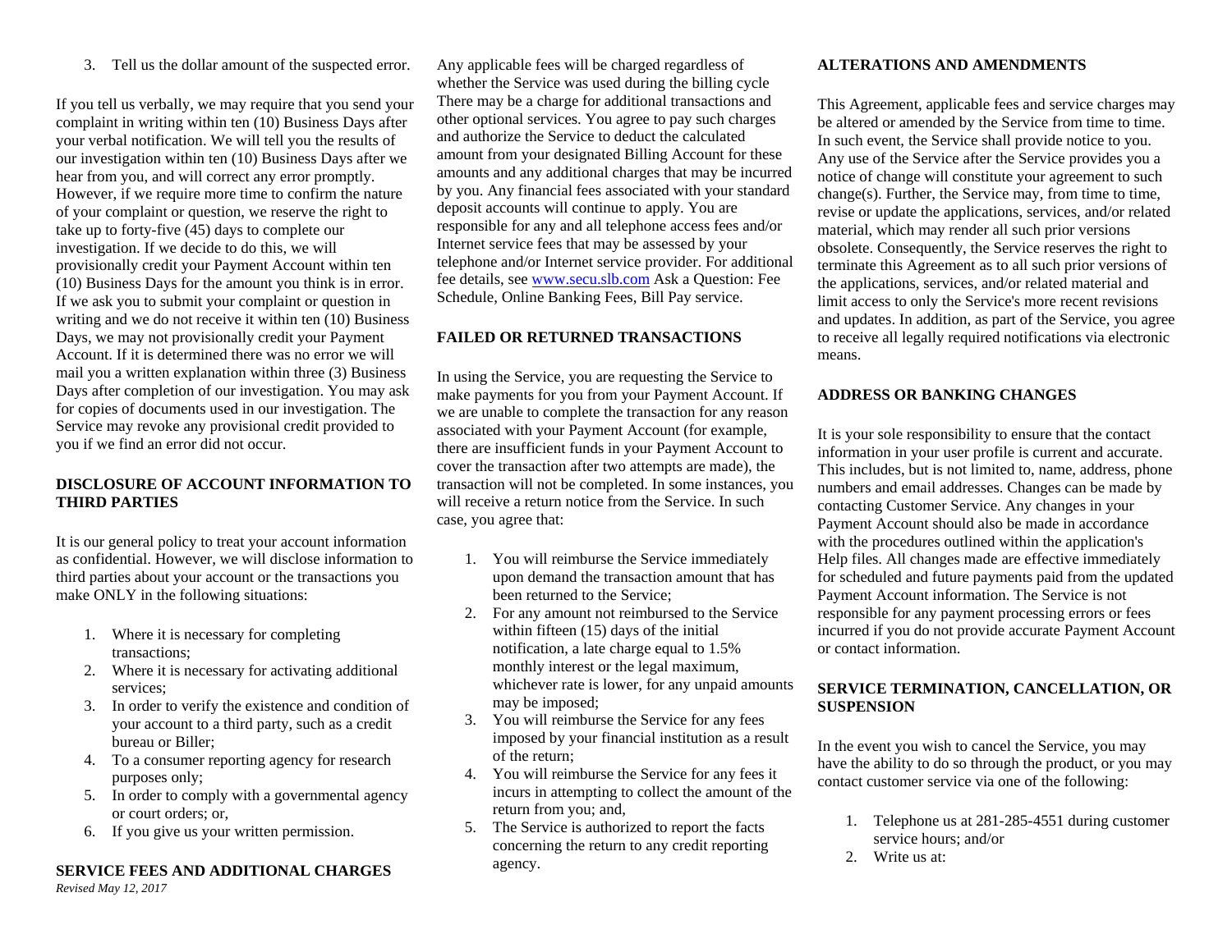3. Tell us the dollar amount of the suspected error.

If you tell us verbally, we may require that you send your complaint in writing within ten (10) Business Days after your verbal notification. We will tell you the results of our investigation within ten (10) Business Days after we hear from you, and will correct any error promptly. However, if we require more time to confirm the nature of your complaint or question, we reserve the right to take up to forty-five (45) days to complete our investigation. If we decide to do this, we will provisionally credit your Payment Account within ten (10) Business Days for the amount you think is in error. If we ask you to submit your complaint or question in writing and we do not receive it within ten (10) Business Days, we may not provisionally credit your Payment Account. If it is determined there was no error we will mail you a written explanation within three (3) Business Days after completion of our investigation. You may ask for copies of documents used in our investigation. The Service may revoke any provisional credit provided to you if we find an error did not occur.

**DISCLOSURE OF ACCOUNT INFORMATION TO THIRD PARTIES**

It is our general policy to treat your account information as confidential. However, we will disclose information to third parties about your account or the transactions you make ONLY in the following situations:

1. Where it is necessary for completing transactions;
2. Where it is necessary for activating additional services;
3. In order to verify the existence and condition of your account to a third party, such as a credit bureau or Biller;
4. To a consumer reporting agency for research purposes only;
5. In order to comply with a governmental agency or court orders; or,
6. If you give us your written permission.

**SERVICE FEES AND ADDITIONAL CHARGES**

Any applicable fees will be charged regardless of whether the Service was used during the billing cycle There may be a charge for additional transactions and other optional services. You agree to pay such charges and authorize the Service to deduct the calculated amount from your designated Billing Account for these amounts and any additional charges that may be incurred by you. Any financial fees associated with your standard deposit accounts will continue to apply. You are responsible for any and all telephone access fees and/or Internet service fees that may be assessed by your telephone and/or Internet service provider. For additional fee details, see www.secu.slb.com Ask a Question: Fee Schedule, Online Banking Fees, Bill Pay service.

**FAILED OR RETURNED TRANSACTIONS**

In using the Service, you are requesting the Service to make payments for you from your Payment Account. If we are unable to complete the transaction for any reason associated with your Payment Account (for example, there are insufficient funds in your Payment Account to cover the transaction after two attempts are made), the transaction will not be completed. In some instances, you will receive a return notice from the Service. In such case, you agree that:

1. You will reimburse the Service immediately upon demand the transaction amount that has been returned to the Service;
2. For any amount not reimbursed to the Service within fifteen (15) days of the initial notification, a late charge equal to 1.5% monthly interest or the legal maximum, whichever rate is lower, for any unpaid amounts may be imposed;
3. You will reimburse the Service for any fees imposed by your financial institution as a result of the return;
4. You will reimburse the Service for any fees it incurs in attempting to collect the amount of the return from you; and,
5. The Service is authorized to report the facts concerning the return to any credit reporting agency.

**ALTERATIONS AND AMENDMENTS**

This Agreement, applicable fees and service charges may be altered or amended by the Service from time to time. In such event, the Service shall provide notice to you. Any use of the Service after the Service provides you a notice of change will constitute your agreement to such change(s). Further, the Service may, from time to time, revise or update the applications, services, and/or related material, which may render all such prior versions obsolete. Consequently, the Service reserves the right to terminate this Agreement as to all such prior versions of the applications, services, and/or related material and limit access to only the Service's more recent revisions and updates. In addition, as part of the Service, you agree to receive all legally required notifications via electronic means.

**ADDRESS OR BANKING CHANGES**

It is your sole responsibility to ensure that the contact information in your user profile is current and accurate. This includes, but is not limited to, name, address, phone numbers and email addresses. Changes can be made by contacting Customer Service. Any changes in your Payment Account should also be made in accordance with the procedures outlined within the application's Help files. All changes made are effective immediately for scheduled and future payments paid from the updated Payment Account information. The Service is not responsible for any payment processing errors or fees incurred if you do not provide accurate Payment Account or contact information.

**SERVICE TERMINATION, CANCELLATION, OR SUSPENSION**

In the event you wish to cancel the Service, you may have the ability to do so through the product, or you may contact customer service via one of the following:

1. Telephone us at 281-285-4551 during customer service hours; and/or
2. Write us at: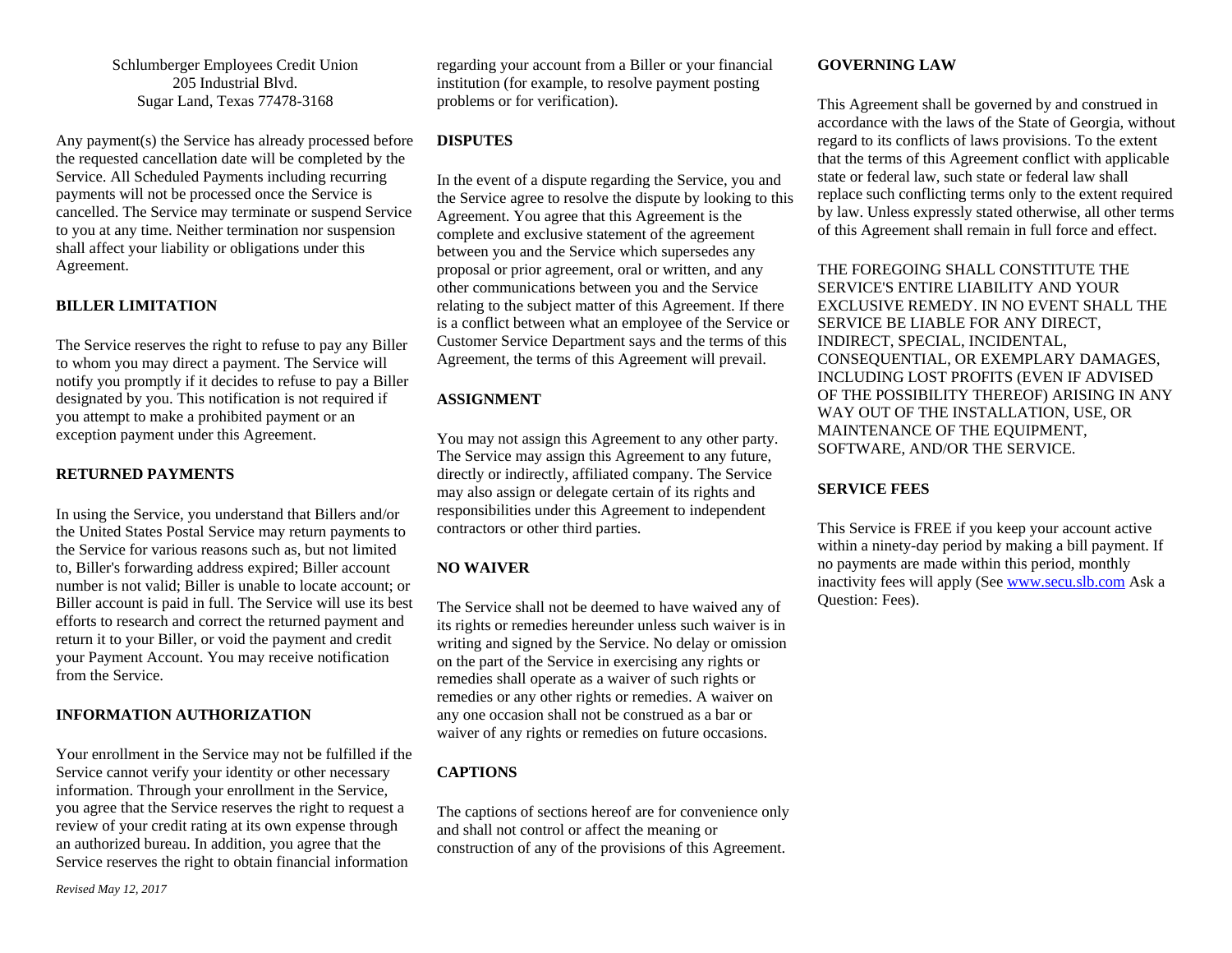Schlumberger Employees Credit Union
205 Industrial Blvd.
Sugar Land, Texas 77478-3168

Any payment(s) the Service has already processed before the requested cancellation date will be completed by the Service. All Scheduled Payments including recurring payments will not be processed once the Service is cancelled. The Service may terminate or suspend Service to you at any time. Neither termination nor suspension shall affect your liability or obligations under this Agreement.

**BILLER LIMITATION**

The Service reserves the right to refuse to pay any Biller to whom you may direct a payment. The Service will notify you promptly if it decides to refuse to pay a Biller designated by you. This notification is not required if you attempt to make a prohibited payment or an exception payment under this Agreement.

**RETURNED PAYMENTS**

In using the Service, you understand that Billers and/or the United States Postal Service may return payments to the Service for various reasons such as, but not limited to, Biller's forwarding address expired; Biller account number is not valid; Biller is unable to locate account; or Biller account is paid in full. The Service will use its best efforts to research and correct the returned payment and return it to your Biller, or void the payment and credit your Payment Account. You may receive notification from the Service.

**INFORMATION AUTHORIZATION**

Your enrollment in the Service may not be fulfilled if the Service cannot verify your identity or other necessary information. Through your enrollment in the Service, you agree that the Service reserves the right to request a review of your credit rating at its own expense through an authorized bureau. In addition, you agree that the Service reserves the right to obtain financial information regarding your account from a Biller or your financial institution (for example, to resolve payment posting problems or for verification).

**DISPUTES**

In the event of a dispute regarding the Service, you and the Service agree to resolve the dispute by looking to this Agreement. You agree that this Agreement is the complete and exclusive statement of the agreement between you and the Service which supersedes any proposal or prior agreement, oral or written, and any other communications between you and the Service relating to the subject matter of this Agreement. If there is a conflict between what an employee of the Service or Customer Service Department says and the terms of this Agreement, the terms of this Agreement will prevail.

**ASSIGNMENT**

You may not assign this Agreement to any other party. The Service may assign this Agreement to any future, directly or indirectly, affiliated company. The Service may also assign or delegate certain of its rights and responsibilities under this Agreement to independent contractors or other third parties.

**NO WAIVER**

The Service shall not be deemed to have waived any of its rights or remedies hereunder unless such waiver is in writing and signed by the Service. No delay or omission on the part of the Service in exercising any rights or remedies shall operate as a waiver of such rights or remedies or any other rights or remedies. A waiver on any one occasion shall not be construed as a bar or waiver of any rights or remedies on future occasions.

**CAPTIONS**

The captions of sections hereof are for convenience only and shall not control or affect the meaning or construction of any of the provisions of this Agreement.

**GOVERNING LAW**

This Agreement shall be governed by and construed in accordance with the laws of the State of Georgia, without regard to its conflicts of laws provisions. To the extent that the terms of this Agreement conflict with applicable state or federal law, such state or federal law shall replace such conflicting terms only to the extent required by law. Unless expressly stated otherwise, all other terms of this Agreement shall remain in full force and effect.

THE FOREGOING SHALL CONSTITUTE THE SERVICE'S ENTIRE LIABILITY AND YOUR EXCLUSIVE REMEDY. IN NO EVENT SHALL THE SERVICE BE LIABLE FOR ANY DIRECT, INDIRECT, SPECIAL, INCIDENTAL, CONSEQUENTIAL, OR EXEMPLARY DAMAGES, INCLUDING LOST PROFITS (EVEN IF ADVISED OF THE POSSIBILITY THEREOF) ARISING IN ANY WAY OUT OF THE INSTALLATION, USE, OR MAINTENANCE OF THE EQUIPMENT, SOFTWARE, AND/OR THE SERVICE.

**SERVICE FEES**

This Service is FREE if you keep your account active within a ninety-day period by making a bill payment. If no payments are made within this period, monthly inactivity fees will apply (See [www.secu.slb.com](http://www.secu.slb.com) Ask a Question: Fees).

*Revised May 12, 2017*